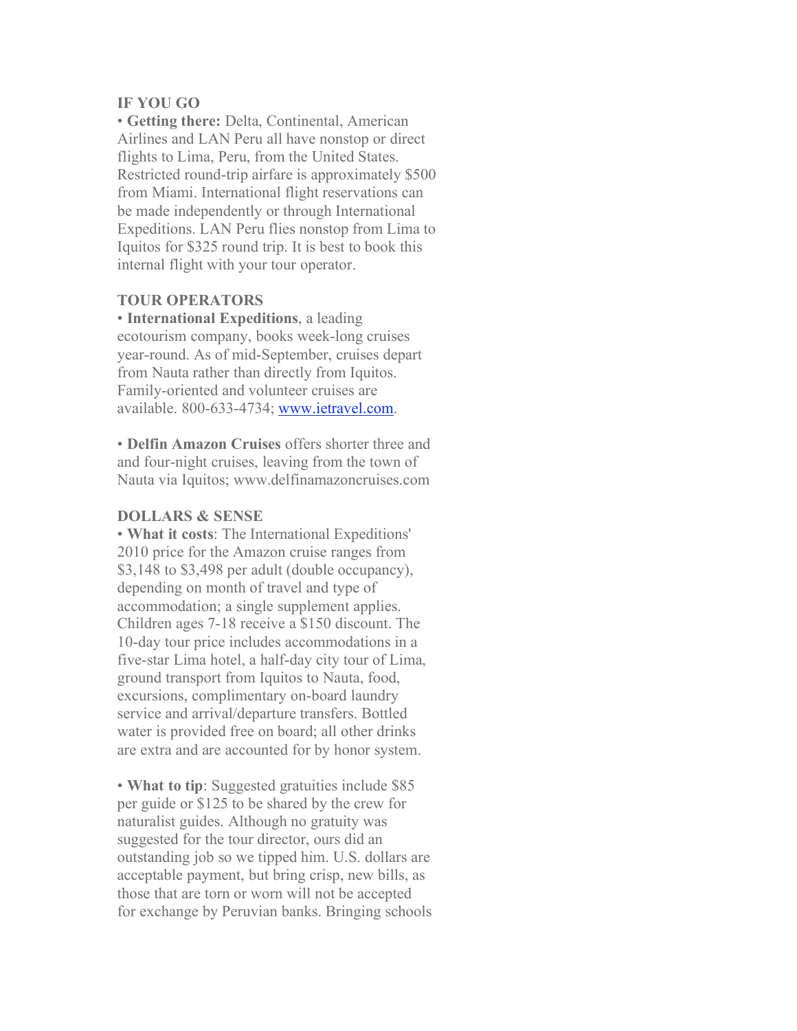**IF YOU GO**

• **Getting there:** Delta, Continental, American Airlines and LAN Peru all have nonstop or direct flights to Lima, Peru, from the United States. Restricted round-trip airfare is approximately $500 from Miami. International flight reservations can be made independently or through International Expeditions. LAN Peru flies nonstop from Lima to Iquitos for $325 round trip. It is best to book this internal flight with your tour operator.

**TOUR OPERATORS**

• **International Expeditions**, a leading ecotourism company, books week-long cruises year-round. As of mid-September, cruises depart from Nauta rather than directly from Iquitos. Family-oriented and volunteer cruises are available. 800-633-4734; [www.ietravel.com](http://www.ietravel.com).

• **Delfin Amazon Cruises** offers shorter three and and four-night cruises, leaving from the town of Nauta via Iquitos; www.delfinamazoncruises.com

**DOLLARS & SENSE**

• **What it costs**: The International Expeditions' 2010 price for the Amazon cruise ranges from $3,148 to $3,498 per adult (double occupancy), depending on month of travel and type of accommodation; a single supplement applies. Children ages 7-18 receive a $150 discount. The 10-day tour price includes accommodations in a five-star Lima hotel, a half-day city tour of Lima, ground transport from Iquitos to Nauta, food, excursions, complimentary on-board laundry service and arrival/departure transfers. Bottled water is provided free on board; all other drinks are extra and are accounted for by honor system.

• **What to tip**: Suggested gratuities include $85 per guide or $125 to be shared by the crew for naturalist guides. Although no gratuity was suggested for the tour director, ours did an outstanding job so we tipped him. U.S. dollars are acceptable payment, but bring crisp, new bills, as those that are torn or worn will not be accepted for exchange by Peruvian banks. Bringing schools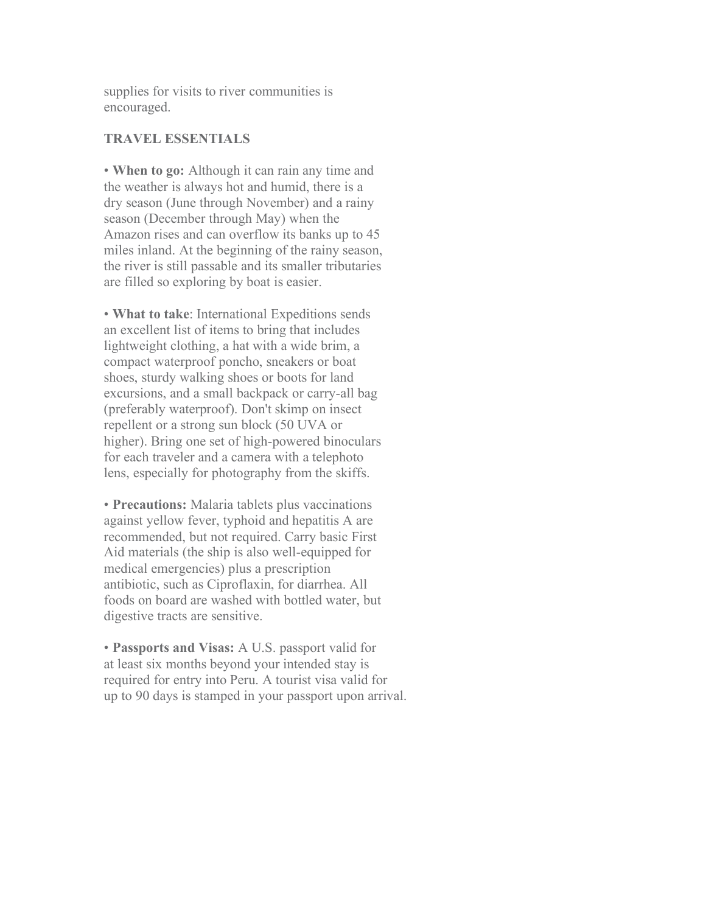supplies for visits to river communities is encouraged.

**TRAVEL ESSENTIALS**

• **When to go:** Although it can rain any time and the weather is always hot and humid, there is a dry season (June through November) and a rainy season (December through May) when the Amazon rises and can overflow its banks up to 45 miles inland. At the beginning of the rainy season, the river is still passable and its smaller tributaries are filled so exploring by boat is easier.

• **What to take**: International Expeditions sends an excellent list of items to bring that includes lightweight clothing, a hat with a wide brim, a compact waterproof poncho, sneakers or boat shoes, sturdy walking shoes or boots for land excursions, and a small backpack or carry-all bag (preferably waterproof). Don't skimp on insect repellent or a strong sun block (50 UVA or higher). Bring one set of high-powered binoculars for each traveler and a camera with a telephoto lens, especially for photography from the skiffs.

• **Precautions:** Malaria tablets plus vaccinations against yellow fever, typhoid and hepatitis A are recommended, but not required. Carry basic First Aid materials (the ship is also well-equipped for medical emergencies) plus a prescription antibiotic, such as Ciproflaxin, for diarrhea. All foods on board are washed with bottled water, but digestive tracts are sensitive.

• **Passports and Visas:** A U.S. passport valid for at least six months beyond your intended stay is required for entry into Peru. A tourist visa valid for up to 90 days is stamped in your passport upon arrival.